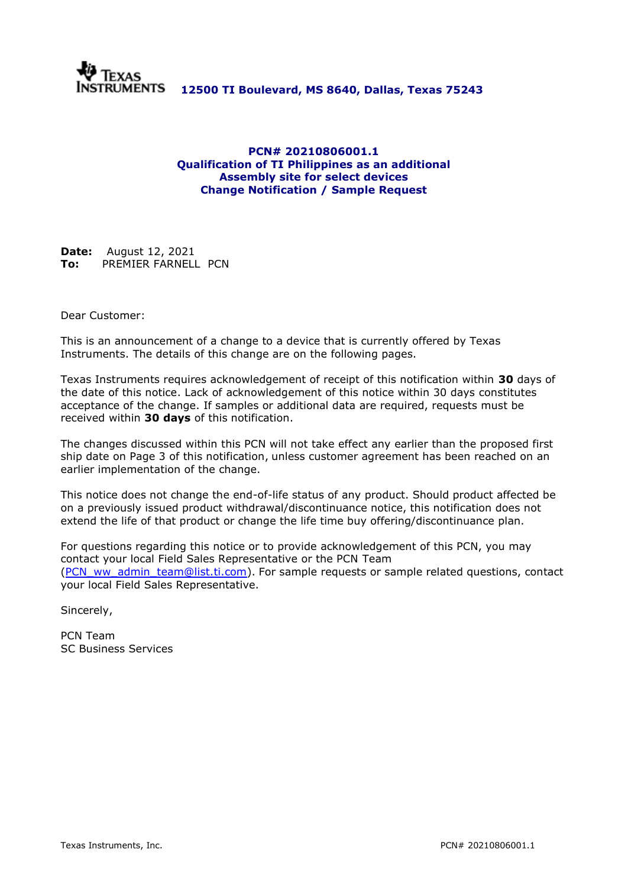Texas Instruments **12500 TI Boulevard, MS 8640, Dallas, Texas 75243**

## PCN# 20210806001.1
## Qualification of TI Philippines as an additional Assembly site for select devices
## Change Notification / Sample Request

**Date:** August 12, 2021
**To:** PREMIER FARNELL PCN

Dear Customer:

This is an announcement of a change to a device that is currently offered by Texas Instruments. The details of this change are on the following pages.

Texas Instruments requires acknowledgement of receipt of this notification within **30** days of the date of this notice. Lack of acknowledgement of this notice within 30 days constitutes acceptance of the change. If samples or additional data are required, requests must be received within **30 days** of this notification.

The changes discussed within this PCN will not take effect any earlier than the proposed first ship date on Page 3 of this notification, unless customer agreement has been reached on an earlier implementation of the change.

This notice does not change the end-of-life status of any product. Should product affected be on a previously issued product withdrawal/discontinuance notice, this notification does not extend the life of that product or change the life time buy offering/discontinuance plan.

For questions regarding this notice or to provide acknowledgement of this PCN, you may contact your local Field Sales Representative or the PCN Team (PCN_ww_admin_team@list.ti.com). For sample requests or sample related questions, contact your local Field Sales Representative.

Sincerely,

PCN Team
SC Business Services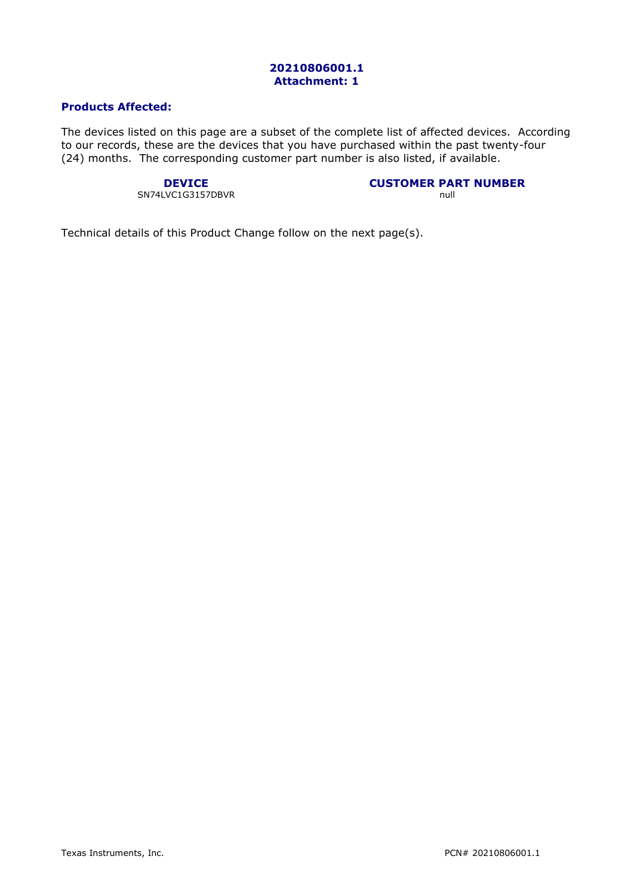**20210806001.1**
**Attachment: 1**

### Products Affected:

The devices listed on this page are a subset of the complete list of affected devices. According to our records, these are the devices that you have purchased within the past twenty-four (24) months. The corresponding customer part number is also listed, if available.

| DEVICE | CUSTOMER PART NUMBER |
| --- | --- |
| SN74LVC1G3157DBVR | null |

Technical details of this Product Change follow on the next page(s).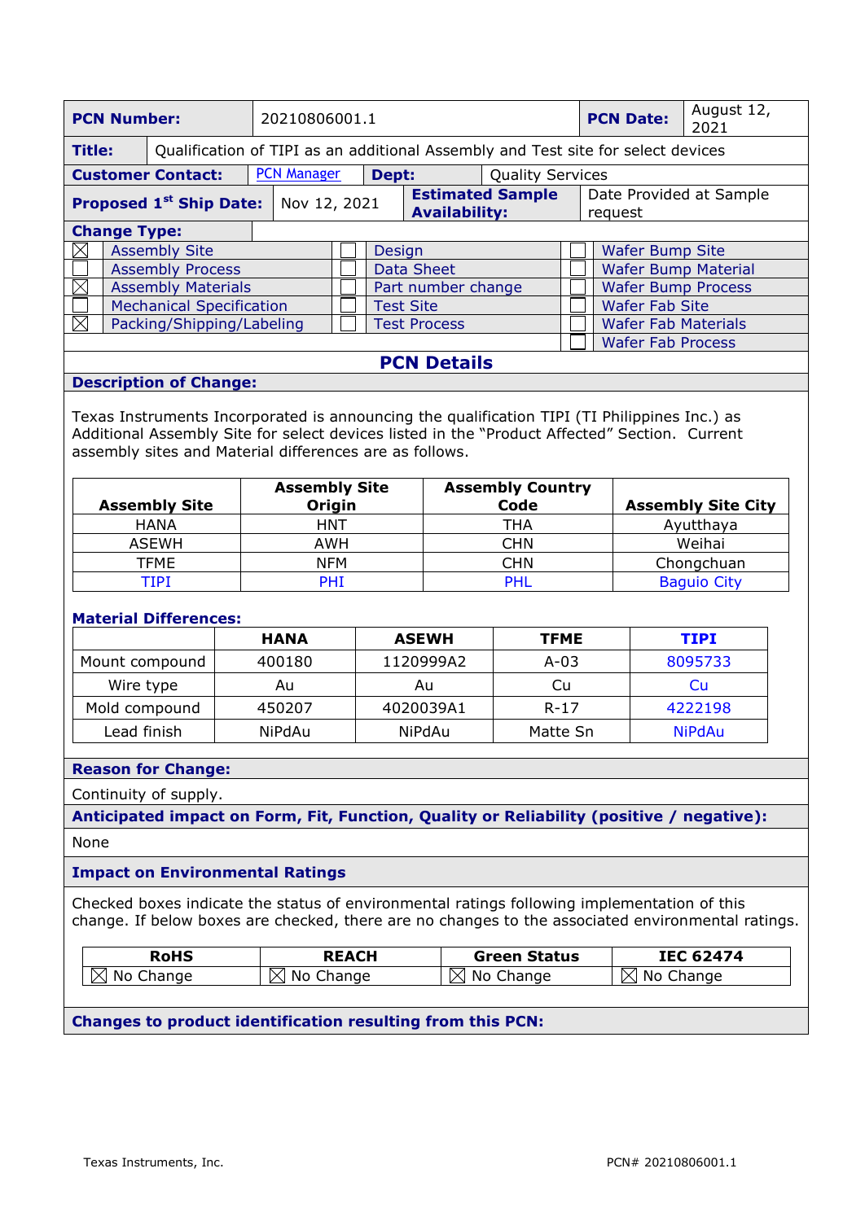| **PCN Number:** | 20210806001.1 | **PCN Date:** | August 12, 2021 |
|---|---|---|---|
| **Title:** | Qualification of TIPI as an additional Assembly and Test site for select devices | | |
| **Customer Contact:** | PCN Manager | **Dept:** | Quality Services |
| **Proposed 1st Ship Date:** | Nov 12, 2021 | **Estimated Sample Availability:** | Date Provided at Sample request |

**Change Type:**

| | | | | | |
|---|---|---|---|---|---|
| ☒ | Assembly Site | ☐ | Design | ☐ | Wafer Bump Site |
| ☐ | Assembly Process | ☐ | Data Sheet | ☐ | Wafer Bump Material |
| ☒ | Assembly Materials | ☐ | Part number change | ☐ | Wafer Bump Process |
| ☐ | Mechanical Specification | ☐ | Test Site | ☐ | Wafer Fab Site |
| ☒ | Packing/Shipping/Labeling | ☐ | Test Process | ☐ | Wafer Fab Materials |
| | | | | ☐ | Wafer Fab Process |

## PCN Details

**Description of Change:**

Texas Instruments Incorporated is announcing the qualification TIPI (TI Philippines Inc.) as Additional Assembly Site for select devices listed in the "Product Affected" Section. Current assembly sites and Material differences are as follows.

| Assembly Site | Assembly Site Origin | Assembly Country Code | Assembly Site City |
|---|---|---|---|
| HANA | HNT | THA | Ayutthaya |
| ASEWH | AWH | CHN | Weihai |
| TFME | NFM | CHN | Chongchuan |
| TIPI | PHI | PHL | Baguio City |

**Material Differences:**

| | HANA | ASEWH | TFME | TIPI |
|---|---|---|---|---|
| Mount compound | 400180 | 1120999A2 | A-03 | 8095733 |
| Wire type | Au | Au | Cu | Cu |
| Mold compound | 450207 | 4020039A1 | R-17 | 4222198 |
| Lead finish | NiPdAu | NiPdAu | Matte Sn | NiPdAu |

**Reason for Change:**

Continuity of supply.

**Anticipated impact on Form, Fit, Function, Quality or Reliability (positive / negative):**

None

**Impact on Environmental Ratings**

Checked boxes indicate the status of environmental ratings following implementation of this change. If below boxes are checked, there are no changes to the associated environmental ratings.

| RoHS | REACH | Green Status | IEC 62474 |
|---|---|---|---|
| ☒ No Change | ☒ No Change | ☒ No Change | ☒ No Change |

**Changes to product identification resulting from this PCN:**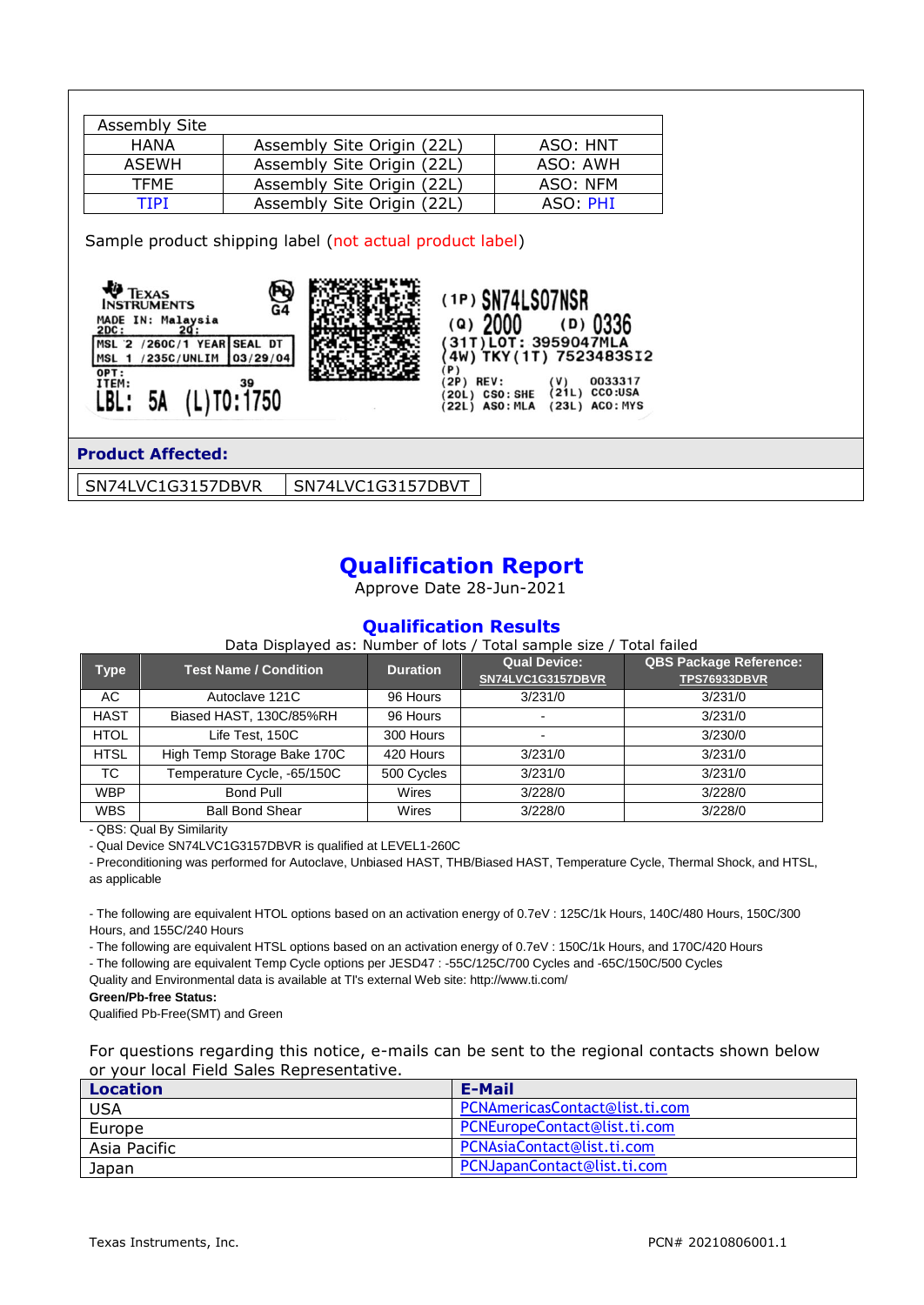| Assembly Site | | |
|---|---|---|
| HANA | Assembly Site Origin (22L) | ASO: HNT |
| ASEWH | Assembly Site Origin (22L) | ASO: AWH |
| TFME | Assembly Site Origin (22L) | ASO: NFM |
| TIPI | Assembly Site Origin (22L) | ASO: PHI |

Sample product shipping label (not actual product label)

TEXAS INSTRUMENTS
MADE IN: Malaysia
2DC: 20:
MSL 2 /260C/1 YEAR | SEAL DT
MSL 1 /235C/UNLIM | 03/29/04
OPT:
ITEM: 39
LBL: 5A (L)T0:1750

G4

(1P) SN74LS07NSR
(Q) 2000 (D) 0336
(31T) LOT: 3959047MLA
(4W) TKY (1T) 7523483SI2
(P)
(2P) REV: (V) 0033317
(20L) CSO: SHE (21L) CCO:USA
(22L) ASO: MLA (23L) ACO: MYS

**Product Affected:**

| SN74LVC1G3157DBVR | SN74LVC1G3157DBVT |
|---|---|

# Qualification Report

Approve Date 28-Jun-2021

## Qualification Results

Data Displayed as: Number of lots / Total sample size / Total failed

| Type | Test Name / Condition | Duration | Qual Device: SN74LVC1G3157DBVR | QBS Package Reference: TPS76933DBVR |
|---|---|---|---|---|
| AC | Autoclave 121C | 96 Hours | 3/231/0 | 3/231/0 |
| HAST | Biased HAST, 130C/85%RH | 96 Hours | - | 3/231/0 |
| HTOL | Life Test, 150C | 300 Hours | - | 3/230/0 |
| HTSL | High Temp Storage Bake 170C | 420 Hours | 3/231/0 | 3/231/0 |
| TC | Temperature Cycle, -65/150C | 500 Cycles | 3/231/0 | 3/231/0 |
| WBP | Bond Pull | Wires | 3/228/0 | 3/228/0 |
| WBS | Ball Bond Shear | Wires | 3/228/0 | 3/228/0 |

- QBS: Qual By Similarity
- Qual Device SN74LVC1G3157DBVR is qualified at LEVEL1-260C
- Preconditioning was performed for Autoclave, Unbiased HAST, THB/Biased HAST, Temperature Cycle, Thermal Shock, and HTSL, as applicable

- The following are equivalent HTOL options based on an activation energy of 0.7eV : 125C/1k Hours, 140C/480 Hours, 150C/300 Hours, and 155C/240 Hours
- The following are equivalent HTSL options based on an activation energy of 0.7eV : 150C/1k Hours, and 170C/420 Hours
- The following are equivalent Temp Cycle options per JESD47 : -55C/125C/700 Cycles and -65C/150C/500 Cycles

Quality and Environmental data is available at TI's external Web site: http://www.ti.com/

**Green/Pb-free Status:**

Qualified Pb-Free(SMT) and Green

For questions regarding this notice, e-mails can be sent to the regional contacts shown below or your local Field Sales Representative.

| Location | E-Mail |
|---|---|
| USA | PCNAmericasContact@list.ti.com |
| Europe | PCNEuropeContact@list.ti.com |
| Asia Pacific | PCNAsiaContact@list.ti.com |
| Japan | PCNJapanContact@list.ti.com |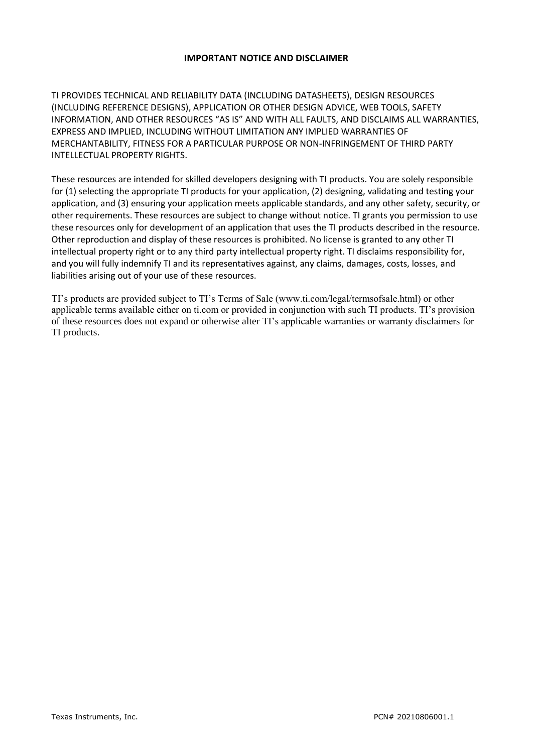**IMPORTANT NOTICE AND DISCLAIMER**

TI PROVIDES TECHNICAL AND RELIABILITY DATA (INCLUDING DATASHEETS), DESIGN RESOURCES (INCLUDING REFERENCE DESIGNS), APPLICATION OR OTHER DESIGN ADVICE, WEB TOOLS, SAFETY INFORMATION, AND OTHER RESOURCES "AS IS" AND WITH ALL FAULTS, AND DISCLAIMS ALL WARRANTIES, EXPRESS AND IMPLIED, INCLUDING WITHOUT LIMITATION ANY IMPLIED WARRANTIES OF MERCHANTABILITY, FITNESS FOR A PARTICULAR PURPOSE OR NON-INFRINGEMENT OF THIRD PARTY INTELLECTUAL PROPERTY RIGHTS.

These resources are intended for skilled developers designing with TI products. You are solely responsible for (1) selecting the appropriate TI products for your application, (2) designing, validating and testing your application, and (3) ensuring your application meets applicable standards, and any other safety, security, or other requirements. These resources are subject to change without notice. TI grants you permission to use these resources only for development of an application that uses the TI products described in the resource. Other reproduction and display of these resources is prohibited. No license is granted to any other TI intellectual property right or to any third party intellectual property right. TI disclaims responsibility for, and you will fully indemnify TI and its representatives against, any claims, damages, costs, losses, and liabilities arising out of your use of these resources.

TI's products are provided subject to TI's Terms of Sale (www.ti.com/legal/termsofsale.html) or other applicable terms available either on ti.com or provided in conjunction with such TI products. TI's provision of these resources does not expand or otherwise alter TI's applicable warranties or warranty disclaimers for TI products.